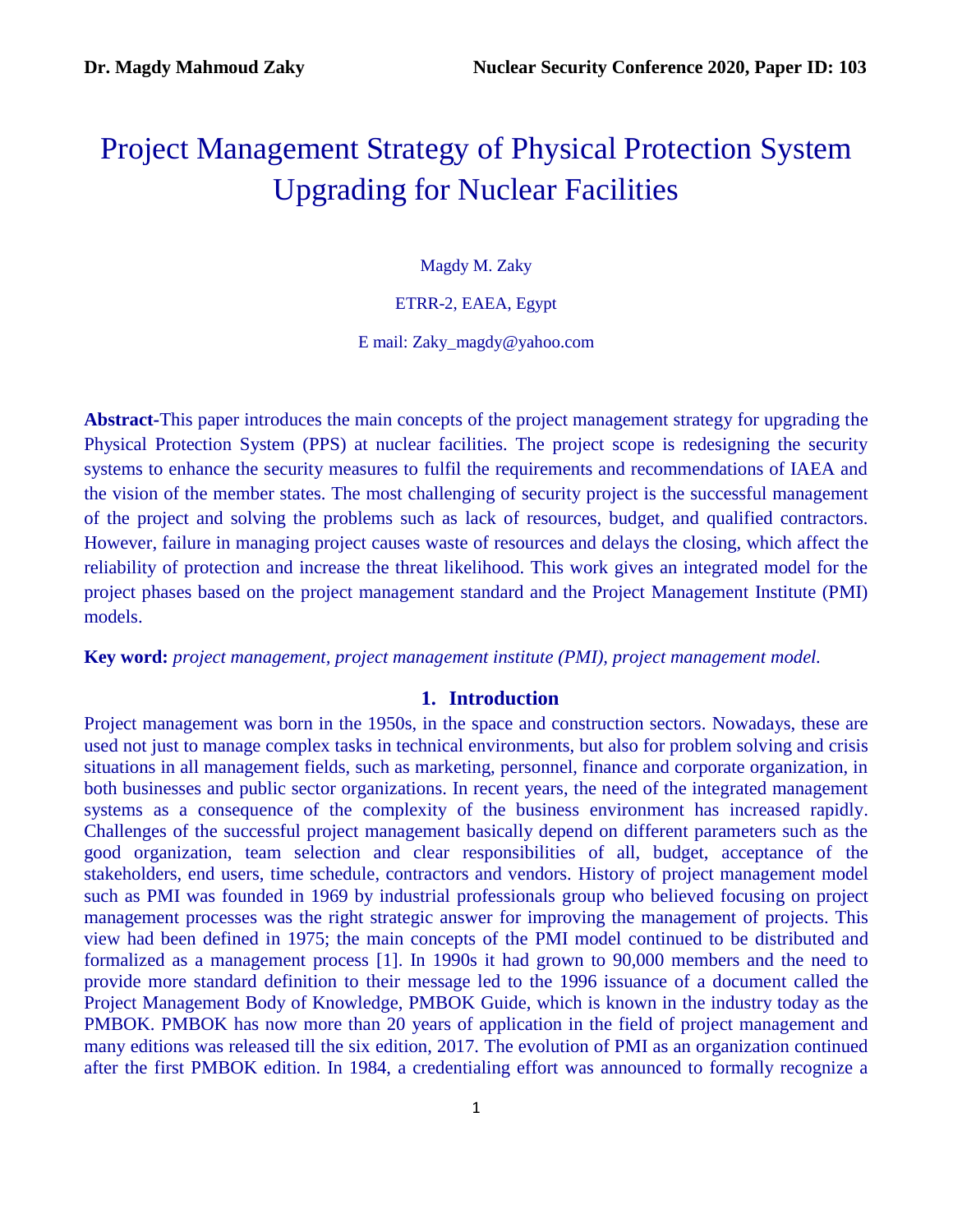# Project Management Strategy of Physical Protection System Upgrading for Nuclear Facilities

Magdy M. Zaky

ETRR-2, EAEA, Egypt

E mail: Zaky_magdy@yahoo.com

**Abstract-**This paper introduces the main concepts of the project management strategy for upgrading the Physical Protection System (PPS) at nuclear facilities. The project scope is redesigning the security systems to enhance the security measures to fulfil the requirements and recommendations of IAEA and the vision of the member states. The most challenging of security project is the successful management of the project and solving the problems such as lack of resources, budget, and qualified contractors. However, failure in managing project causes waste of resources and delays the closing, which affect the reliability of protection and increase the threat likelihood. This work gives an integrated model for the project phases based on the project management standard and the Project Management Institute (PMI) models.

**Key word:** *project management, project management institute (PMI), project management model.*

## 1. Introduction

Project management was born in the 1950s, in the space and construction sectors. Nowadays, these are used not just to manage complex tasks in technical environments, but also for problem solving and crisis situations in all management fields, such as marketing, personnel, finance and corporate organization, in both businesses and public sector organizations. In recent years, the need of the integrated management systems as a consequence of the complexity of the business environment has increased rapidly. Challenges of the successful project management basically depend on different parameters such as the good organization, team selection and clear responsibilities of all, budget, acceptance of the stakeholders, end users, time schedule, contractors and vendors. History of project management model such as PMI was founded in 1969 by industrial professionals group who believed focusing on project management processes was the right strategic answer for improving the management of projects. This view had been defined in 1975; the main concepts of the PMI model continued to be distributed and formalized as a management process [1]. In 1990s it had grown to 90,000 members and the need to provide more standard definition to their message led to the 1996 issuance of a document called the Project Management Body of Knowledge, PMBOK Guide, which is known in the industry today as the PMBOK. PMBOK has now more than 20 years of application in the field of project management and many editions was released till the six edition, 2017. The evolution of PMI as an organization continued after the first PMBOK edition. In 1984, a credentialing effort was announced to formally recognize a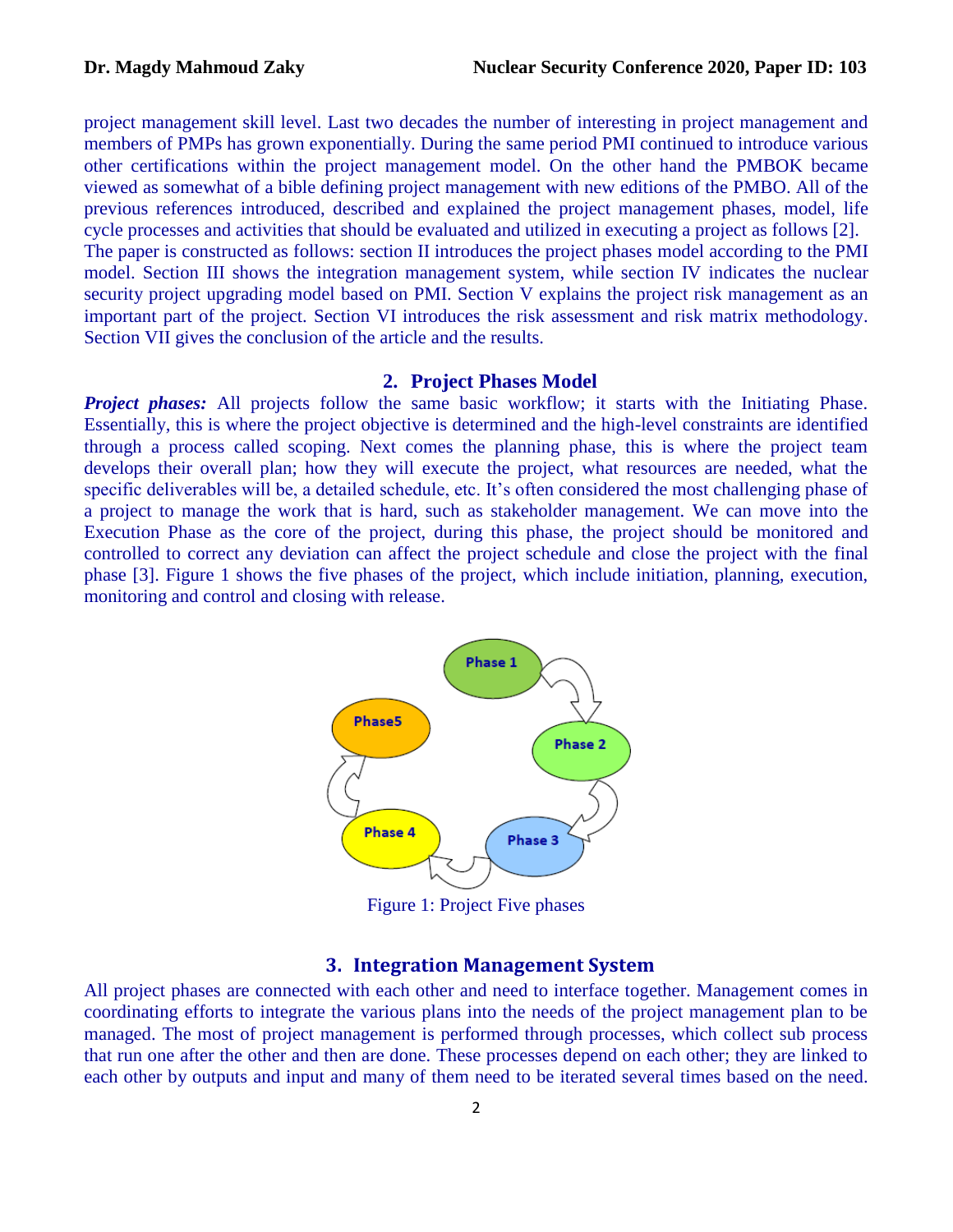project management skill level. Last two decades the number of interesting in project management and members of PMPs has grown exponentially. During the same period PMI continued to introduce various other certifications within the project management model. On the other hand the PMBOK became viewed as somewhat of a bible defining project management with new editions of the PMBO. All of the previous references introduced, described and explained the project management phases, model, life cycle processes and activities that should be evaluated and utilized in executing a project as follows [2].
The paper is constructed as follows: section II introduces the project phases model according to the PMI model. Section III shows the integration management system, while section IV indicates the nuclear security project upgrading model based on PMI. Section V explains the project risk management as an important part of the project. Section VI introduces the risk assessment and risk matrix methodology. Section VII gives the conclusion of the article and the results.

## 2. Project Phases Model

***Project phases:*** All projects follow the same basic workflow; it starts with the Initiating Phase. Essentially, this is where the project objective is determined and the high-level constraints are identified through a process called scoping. Next comes the planning phase, this is where the project team develops their overall plan; how they will execute the project, what resources are needed, what the specific deliverables will be, a detailed schedule, etc. It's often considered the most challenging phase of a project to manage the work that is hard, such as stakeholder management. We can move into the Execution Phase as the core of the project, during this phase, the project should be monitored and controlled to correct any deviation can affect the project schedule and close the project with the final phase [3]. Figure 1 shows the five phases of the project, which include initiation, planning, execution, monitoring and control and closing with release.

Figure 1: Project Five phases

## 3. Integration Management System

All project phases are connected with each other and need to interface together. Management comes in coordinating efforts to integrate the various plans into the needs of the project management plan to be managed. The most of project management is performed through processes, which collect sub process that run one after the other and then are done. These processes depend on each other; they are linked to each other by outputs and input and many of them need to be iterated several times based on the need.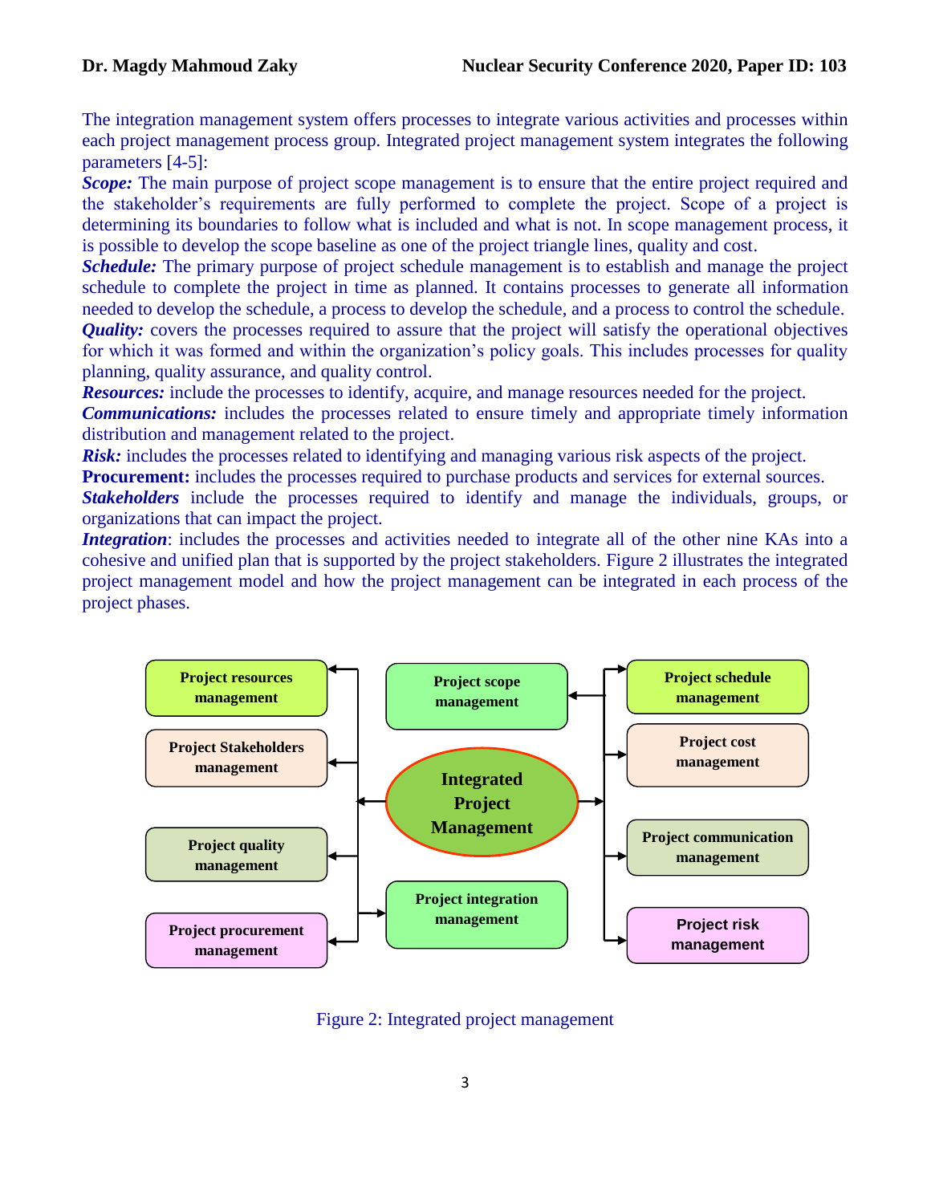The integration management system offers processes to integrate various activities and processes within each project management process group. Integrated project management system integrates the following parameters [4-5]:

***Scope:*** The main purpose of project scope management is to ensure that the entire project required and the stakeholder's requirements are fully performed to complete the project. Scope of a project is determining its boundaries to follow what is included and what is not. In scope management process, it is possible to develop the scope baseline as one of the project triangle lines, quality and cost.

***Schedule:*** The primary purpose of project schedule management is to establish and manage the project schedule to complete the project in time as planned. It contains processes to generate all information needed to develop the schedule, a process to develop the schedule, and a process to control the schedule.

***Quality:*** covers the processes required to assure that the project will satisfy the operational objectives for which it was formed and within the organization's policy goals. This includes processes for quality planning, quality assurance, and quality control.

***Resources:*** include the processes to identify, acquire, and manage resources needed for the project.

***Communications:*** includes the processes related to ensure timely and appropriate timely information distribution and management related to the project.

***Risk:*** includes the processes related to identifying and managing various risk aspects of the project.

**Procurement:** includes the processes required to purchase products and services for external sources.

***Stakeholders*** include the processes required to identify and manage the individuals, groups, or organizations that can impact the project.

***Integration***: includes the processes and activities needed to integrate all of the other nine KAs into a cohesive and unified plan that is supported by the project stakeholders. Figure 2 illustrates the integrated project management model and how the project management can be integrated in each process of the project phases.

Figure 2: Integrated project management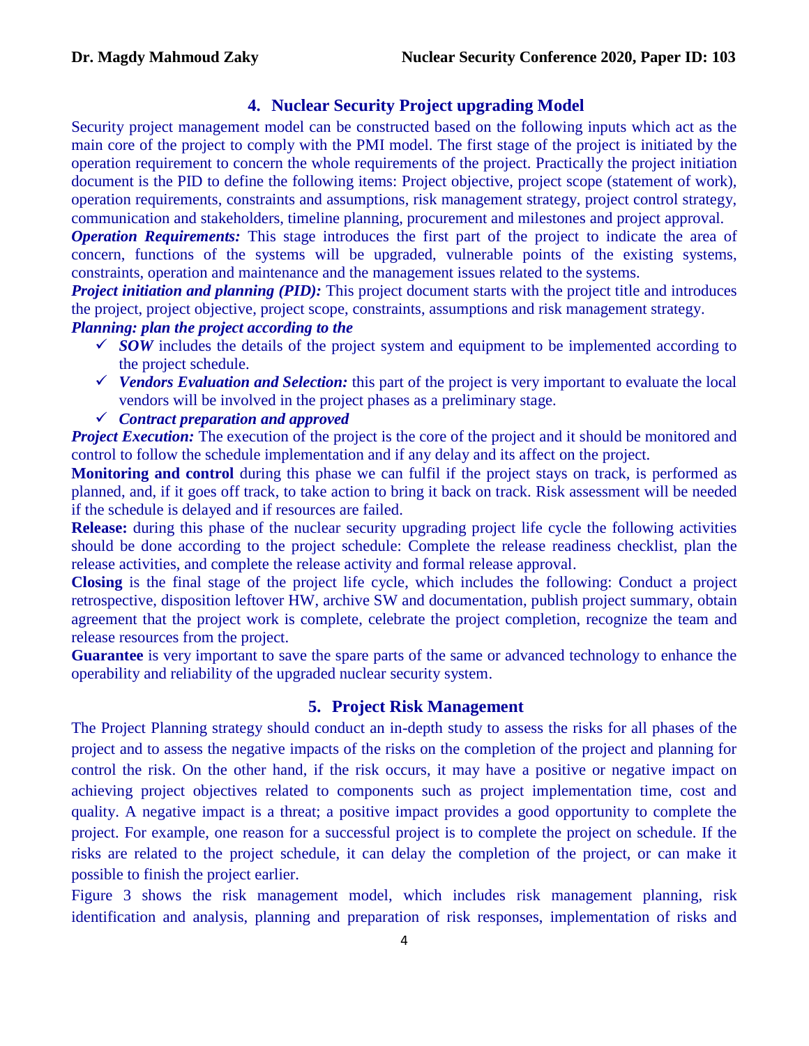## 4. Nuclear Security Project upgrading Model

Security project management model can be constructed based on the following inputs which act as the main core of the project to comply with the PMI model. The first stage of the project is initiated by the operation requirement to concern the whole requirements of the project. Practically the project initiation document is the PID to define the following items: Project objective, project scope (statement of work), operation requirements, constraints and assumptions, risk management strategy, project control strategy, communication and stakeholders, timeline planning, procurement and milestones and project approval.

***Operation Requirements:*** This stage introduces the first part of the project to indicate the area of concern, functions of the systems will be upgraded, vulnerable points of the existing systems, constraints, operation and maintenance and the management issues related to the systems.

***Project initiation and planning (PID):*** This project document starts with the project title and introduces the project, project objective, project scope, constraints, assumptions and risk management strategy.

***Planning: plan the project according to the***

- ✓ ***SOW*** includes the details of the project system and equipment to be implemented according to the project schedule.
- ✓ ***Vendors Evaluation and Selection:*** this part of the project is very important to evaluate the local vendors will be involved in the project phases as a preliminary stage.
- ✓ ***Contract preparation and approved***

***Project Execution:*** The execution of the project is the core of the project and it should be monitored and control to follow the schedule implementation and if any delay and its affect on the project.

**Monitoring and control** during this phase we can fulfil if the project stays on track, is performed as planned, and, if it goes off track, to take action to bring it back on track. Risk assessment will be needed if the schedule is delayed and if resources are failed.

**Release:** during this phase of the nuclear security upgrading project life cycle the following activities should be done according to the project schedule: Complete the release readiness checklist, plan the release activities, and complete the release activity and formal release approval.

**Closing** is the final stage of the project life cycle, which includes the following: Conduct a project retrospective, disposition leftover HW, archive SW and documentation, publish project summary, obtain agreement that the project work is complete, celebrate the project completion, recognize the team and release resources from the project.

**Guarantee** is very important to save the spare parts of the same or advanced technology to enhance the operability and reliability of the upgraded nuclear security system.

## 5. Project Risk Management

The Project Planning strategy should conduct an in-depth study to assess the risks for all phases of the project and to assess the negative impacts of the risks on the completion of the project and planning for control the risk. On the other hand, if the risk occurs, it may have a positive or negative impact on achieving project objectives related to components such as project implementation time, cost and quality. A negative impact is a threat; a positive impact provides a good opportunity to complete the project. For example, one reason for a successful project is to complete the project on schedule. If the risks are related to the project schedule, it can delay the completion of the project, or can make it possible to finish the project earlier.

Figure 3 shows the risk management model, which includes risk management planning, risk identification and analysis, planning and preparation of risk responses, implementation of risks and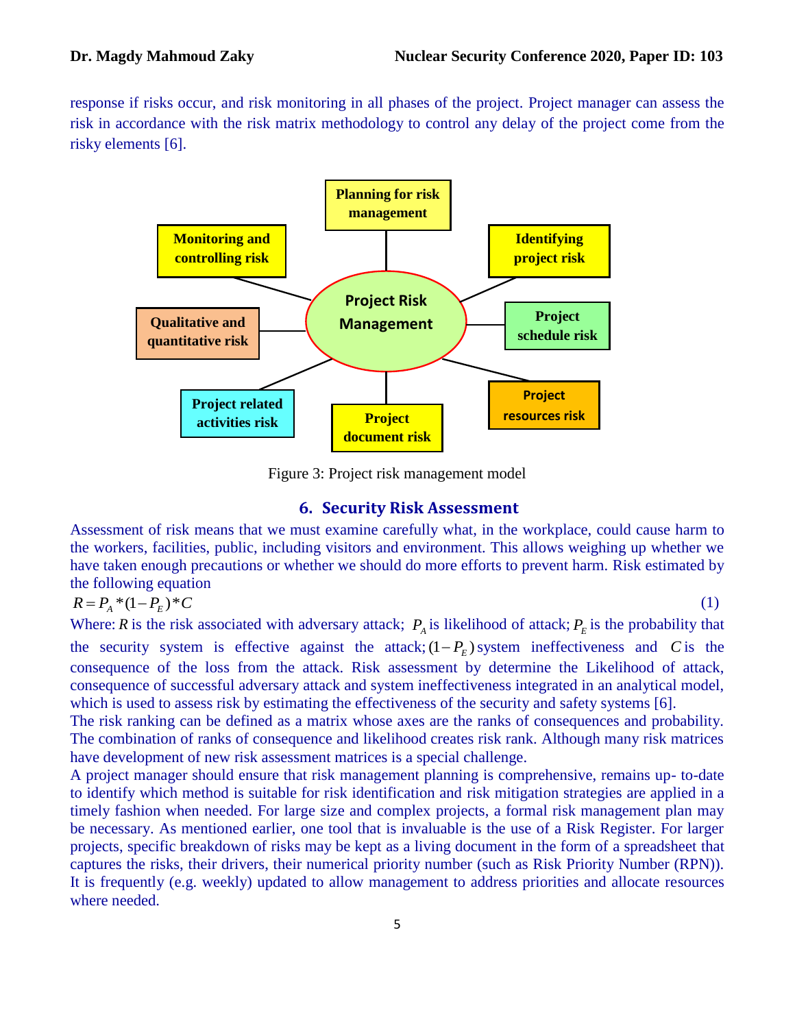response if risks occur, and risk monitoring in all phases of the project. Project manager can assess the risk in accordance with the risk matrix methodology to control any delay of the project come from the risky elements [6].

Figure 3: Project risk management model

## 6. Security Risk Assessment

Assessment of risk means that we must examine carefully what, in the workplace, could cause harm to the workers, facilities, public, including visitors and environment. This allows weighing up whether we have taken enough precautions or whether we should do more efforts to prevent harm. Risk estimated by the following equation

$$R = P_A * (1 - P_E) * C \tag{1}$$

Where: $R$ is the risk associated with adversary attack; $P_A$ is likelihood of attack; $P_E$ is the probability that the security system is effective against the attack; $(1 - P_E)$ system ineffectiveness and $C$ is the consequence of the loss from the attack. Risk assessment by determine the Likelihood of attack, consequence of successful adversary attack and system ineffectiveness integrated in an analytical model, which is used to assess risk by estimating the effectiveness of the security and safety systems [6].

The risk ranking can be defined as a matrix whose axes are the ranks of consequences and probability. The combination of ranks of consequence and likelihood creates risk rank. Although many risk matrices have development of new risk assessment matrices is a special challenge.

A project manager should ensure that risk management planning is comprehensive, remains up- to-date to identify which method is suitable for risk identification and risk mitigation strategies are applied in a timely fashion when needed. For large size and complex projects, a formal risk management plan may be necessary. As mentioned earlier, one tool that is invaluable is the use of a Risk Register. For larger projects, specific breakdown of risks may be kept as a living document in the form of a spreadsheet that captures the risks, their drivers, their numerical priority number (such as Risk Priority Number (RPN)). It is frequently (e.g. weekly) updated to allow management to address priorities and allocate resources where needed.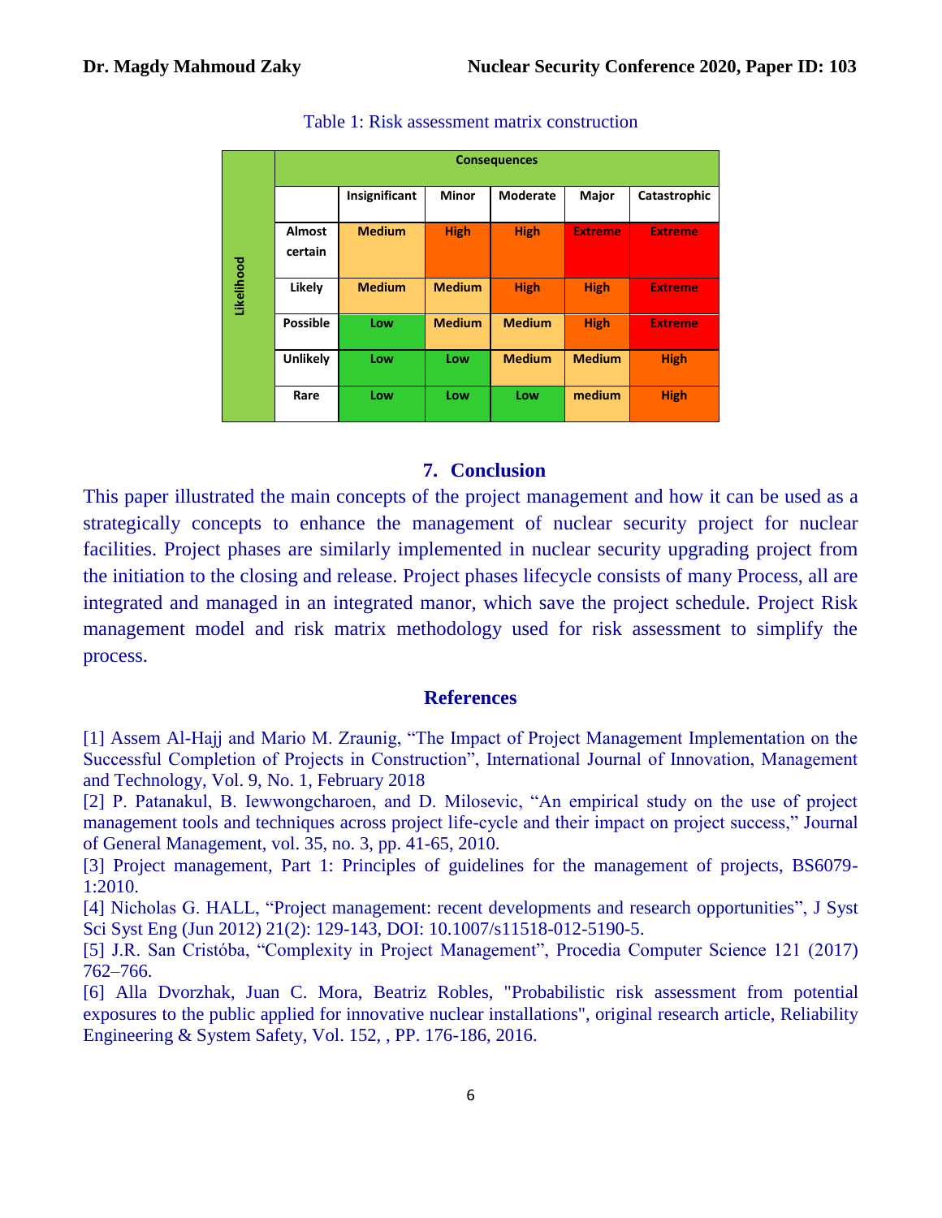Table 1: Risk assessment matrix construction

| Likelihood | Consequences | | | | |
|---|---|---|---|---|---|
| | Insignificant | Minor | Moderate | Major | Catastrophic |
| Almost certain | Medium | High | High | Extreme | Extreme |
| Likely | Medium | Medium | High | High | Extreme |
| Possible | Low | Medium | Medium | High | Extreme |
| Unlikely | Low | Low | Medium | Medium | High |
| Rare | Low | Low | Low | medium | High |

## 7. Conclusion

This paper illustrated the main concepts of the project management and how it can be used as a strategically concepts to enhance the management of nuclear security project for nuclear facilities. Project phases are similarly implemented in nuclear security upgrading project from the initiation to the closing and release. Project phases lifecycle consists of many Process, all are integrated and managed in an integrated manor, which save the project schedule. Project Risk management model and risk matrix methodology used for risk assessment to simplify the process.

## References

[1] Assem Al-Hajj and Mario M. Zraunig, "The Impact of Project Management Implementation on the Successful Completion of Projects in Construction", International Journal of Innovation, Management and Technology, Vol. 9, No. 1, February 2018

[2] P. Patanakul, B. Iewwongcharoen, and D. Milosevic, "An empirical study on the use of project management tools and techniques across project life-cycle and their impact on project success," Journal of General Management, vol. 35, no. 3, pp. 41-65, 2010.

[3] Project management, Part 1: Principles of guidelines for the management of projects, BS6079-1:2010.

[4] Nicholas G. HALL, "Project management: recent developments and research opportunities", J Syst Sci Syst Eng (Jun 2012) 21(2): 129-143, DOI: 10.1007/s11518-012-5190-5.

[5] J.R. San Cristóba, "Complexity in Project Management", Procedia Computer Science 121 (2017) 762–766.

[6] Alla Dvorzhak, Juan C. Mora, Beatriz Robles, "Probabilistic risk assessment from potential exposures to the public applied for innovative nuclear installations", original research article, Reliability Engineering & System Safety, Vol. 152, , PP. 176-186, 2016.